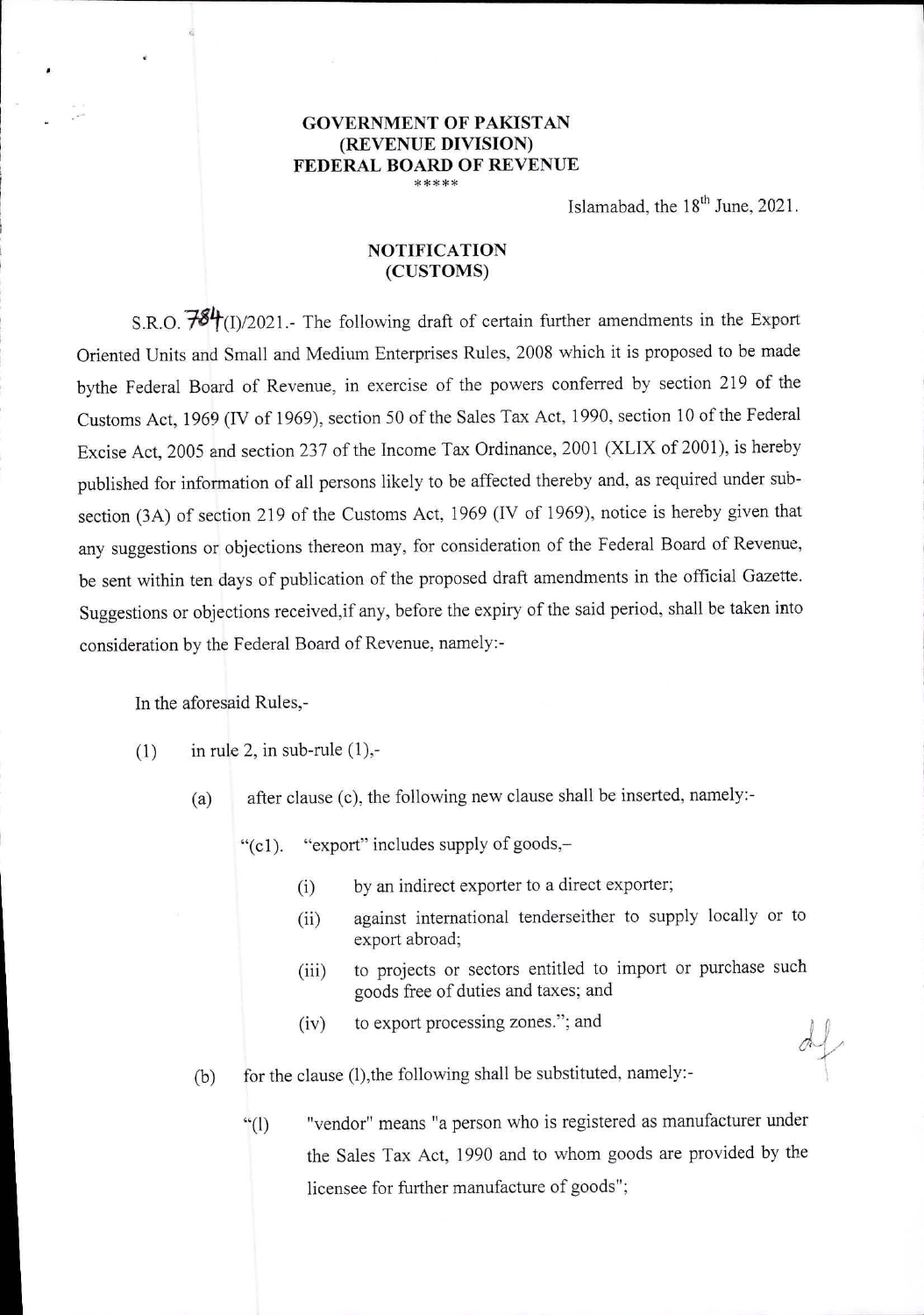**GOVERNMENT OF PAKISTAN**
**(REVENUE DIVISION)**
**FEDERAL BOARD OF REVENUE**

\*\*\*\*\*

Islamabad, the 18th June, 2021.

**NOTIFICATION**
**(CUSTOMS)**

S.R.O. 784(I)/2021.- The following draft of certain further amendments in the Export Oriented Units and Small and Medium Enterprises Rules, 2008 which it is proposed to be made bythe Federal Board of Revenue, in exercise of the powers conferred by section 219 of the Customs Act, 1969 (IV of 1969), section 50 of the Sales Tax Act, 1990, section 10 of the Federal Excise Act, 2005 and section 237 of the Income Tax Ordinance, 2001 (XLIX of 2001), is hereby published for information of all persons likely to be affected thereby and, as required under sub-section (3A) of section 219 of the Customs Act, 1969 (IV of 1969), notice is hereby given that any suggestions or objections thereon may, for consideration of the Federal Board of Revenue, be sent within ten days of publication of the proposed draft amendments in the official Gazette. Suggestions or objections received,if any, before the expiry of the said period, shall be taken into consideration by the Federal Board of Revenue, namely:-

In the aforesaid Rules,-

(1) in rule 2, in sub-rule (1),-

(a) after clause (c), the following new clause shall be inserted, namely:-

"(c1). "export" includes supply of goods,–

(i) by an indirect exporter to a direct exporter;

(ii) against international tenderseither to supply locally or to export abroad;

(iii) to projects or sectors entitled to import or purchase such goods free of duties and taxes; and

(iv) to export processing zones."; and

(b) for the clause (l),the following shall be substituted, namely:-

"(l) "vendor" means "a person who is registered as manufacturer under the Sales Tax Act, 1990 and to whom goods are provided by the licensee for further manufacture of goods";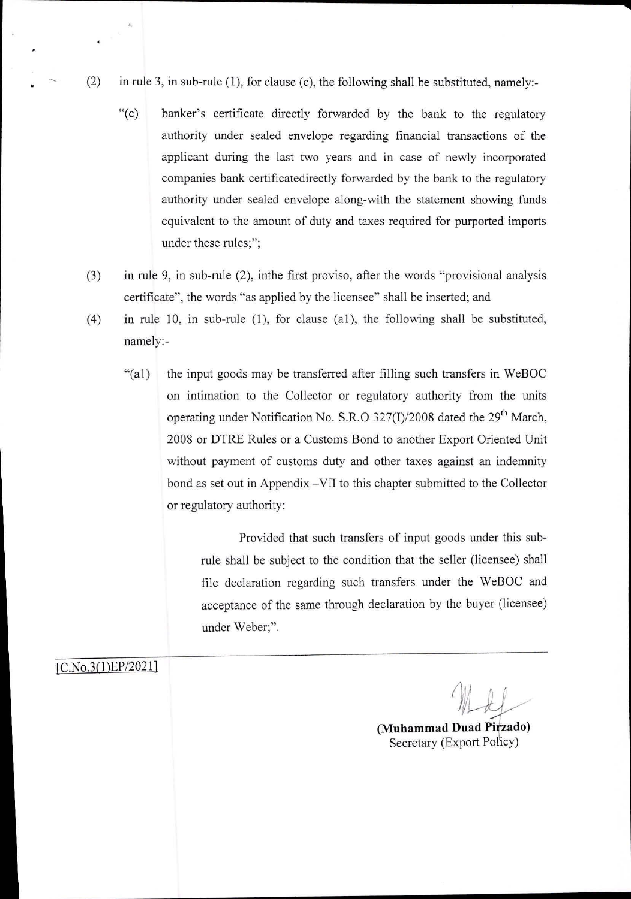(2) in rule 3, in sub-rule (1), for clause (c), the following shall be substituted, namely:-

"(c) banker's certificate directly forwarded by the bank to the regulatory authority under sealed envelope regarding financial transactions of the applicant during the last two years and in case of newly incorporated companies bank certificatedirectly forwarded by the bank to the regulatory authority under sealed envelope along-with the statement showing funds equivalent to the amount of duty and taxes required for purported imports under these rules;";

(3) in rule 9, in sub-rule (2), inthe first proviso, after the words "provisional analysis certificate", the words "as applied by the licensee" shall be inserted; and

(4) in rule 10, in sub-rule (1), for clause (a1), the following shall be substituted, namely:-

"(a1) the input goods may be transferred after filling such transfers in WeBOC on intimation to the Collector or regulatory authority from the units operating under Notification No. S.R.O 327(I)/2008 dated the 29th March, 2008 or DTRE Rules or a Customs Bond to another Export Oriented Unit without payment of customs duty and other taxes against an indemnity bond as set out in Appendix –VII to this chapter submitted to the Collector or regulatory authority:

Provided that such transfers of input goods under this sub-rule shall be subject to the condition that the seller (licensee) shall file declaration regarding such transfers under the WeBOC and acceptance of the same through declaration by the buyer (licensee) under Weber;".

[C.No.3(1)EP/2021]

**(Muhammad Duad Pirzado)**
Secretary (Export Policy)